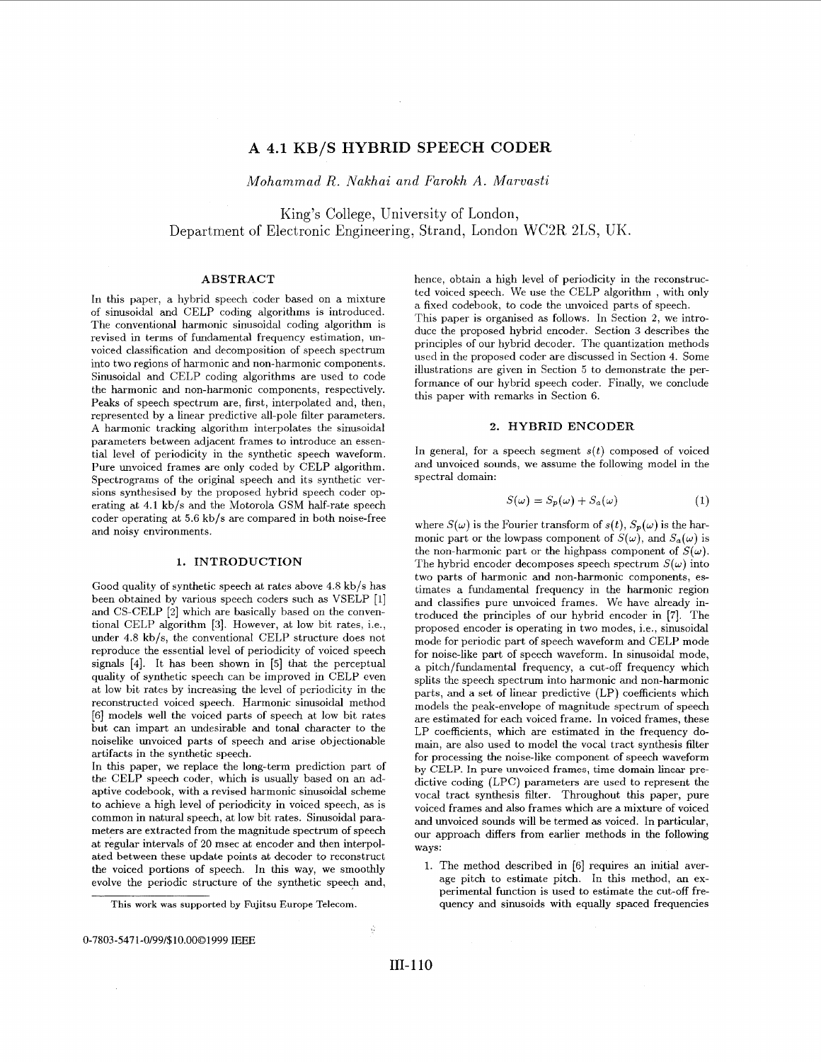# A 4.1 KB/S HYBRID SPEECH CODER

*Mohammad R. Nakhai and Farokh A. Marvasti*

King's College, University of London,
Department of Electronic Engineering, Strand, London WC2R 2LS, UK.

## ABSTRACT

In this paper, a hybrid speech coder based on a mixture of sinusoidal and CELP coding algorithms is introduced. The conventional harmonic sinusoidal coding algorithm is revised in terms of fundamental frequency estimation, unvoiced classification and decomposition of speech spectrum into two regions of harmonic and non-harmonic components. Sinusoidal and CELP coding algorithms are used to code the harmonic and non-harmonic components, respectively. Peaks of speech spectrum are, first, interpolated and, then, represented by a linear predictive all-pole filter parameters. A harmonic tracking algorithm interpolates the sinusoidal parameters between adjacent frames to introduce an essential level of periodicity in the synthetic speech waveform. Pure unvoiced frames are only coded by CELP algorithm. Spectrograms of the original speech and its synthetic versions synthesised by the proposed hybrid speech coder operating at 4.1 kb/s and the Motorola GSM half-rate speech coder operating at 5.6 kb/s are compared in both noise-free and noisy environments.

## 1. INTRODUCTION

Good quality of synthetic speech at rates above 4.8 kb/s has been obtained by various speech coders such as VSELP [1] and CS-CELP [2] which are basically based on the conventional CELP algorithm [3]. However, at low bit rates, i.e., under 4.8 kb/s, the conventional CELP structure does not reproduce the essential level of periodicity of voiced speech signals [4]. It has been shown in [5] that the perceptual quality of synthetic speech can be improved in CELP even at low bit rates by increasing the level of periodicity in the reconstructed voiced speech. Harmonic sinusoidal method [6] models well the voiced parts of speech at low bit rates but can impart an undesirable and tonal character to the noiselike unvoiced parts of speech and arise objectionable artifacts in the synthetic speech.

In this paper, we replace the long-term prediction part of the CELP speech coder, which is usually based on an adaptive codebook, with a revised harmonic sinusoidal scheme to achieve a high level of periodicity in voiced speech, as is common in natural speech, at low bit rates. Sinusoidal parameters are extracted from the magnitude spectrum of speech at regular intervals of 20 msec at encoder and then interpolated between these update points at decoder to reconstruct the voiced portions of speech. In this way, we smoothly evolve the periodic structure of the synthetic speech and, hence, obtain a high level of periodicity in the reconstructed voiced speech. We use the CELP algorithm , with only a fixed codebook, to code the unvoiced parts of speech.

This paper is organised as follows. In Section 2, we introduce the proposed hybrid encoder. Section 3 describes the principles of our hybrid decoder. The quantization methods used in the proposed coder are discussed in Section 4. Some illustrations are given in Section 5 to demonstrate the performance of our hybrid speech coder. Finally, we conclude this paper with remarks in Section 6.

## 2. HYBRID ENCODER

In general, for a speech segment $s(t)$ composed of voiced and unvoiced sounds, we assume the following model in the spectral domain:

$$S(\omega) = S_p(\omega) + S_a(\omega) \tag{1}$$

where $S(\omega)$ is the Fourier transform of $s(t)$, $S_p(\omega)$ is the harmonic part or the lowpass component of $S(\omega)$, and $S_a(\omega)$ is the non-harmonic part or the highpass component of $S(\omega)$. The hybrid encoder decomposes speech spectrum $S(\omega)$ into two parts of harmonic and non-harmonic components, estimates a fundamental frequency in the harmonic region and classifies pure unvoiced frames. We have already introduced the principles of our hybrid encoder in [7]. The proposed encoder is operating in two modes, i.e., sinusoidal mode for periodic part of speech waveform and CELP mode for noise-like part of speech waveform. In sinusoidal mode, a pitch/fundamental frequency, a cut-off frequency which splits the speech spectrum into harmonic and non-harmonic parts, and a set of linear predictive (LP) coefficients which models the peak-envelope of magnitude spectrum of speech are estimated for each voiced frame. In voiced frames, these LP coefficients, which are estimated in the frequency domain, are also used to model the vocal tract synthesis filter for processing the noise-like component of speech waveform by CELP. In pure unvoiced frames, time domain linear predictive coding (LPC) parameters are used to represent the vocal tract synthesis filter. Throughout this paper, pure voiced frames and also frames which are a mixture of voiced and unvoiced sounds will be termed as voiced. In particular, our approach differs from earlier methods in the following ways:

1. The method described in [6] requires an initial average pitch to estimate pitch. In this method, an experimental function is used to estimate the cut-off frequency and sinusoids with equally spaced frequencies

This work was supported by Fujitsu Europe Telecom.

0-7803-5471-0/99/$10.00©1999 IEEE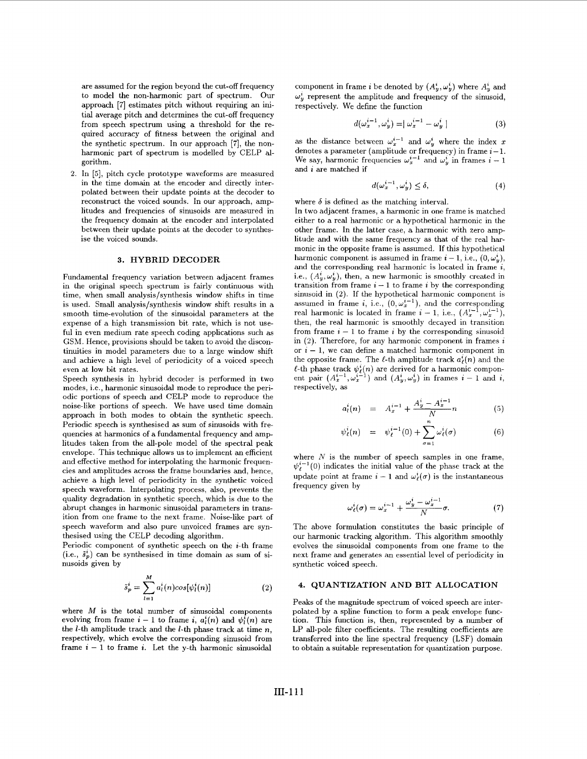are assumed for the region beyond the cut-off frequency to model the non-harmonic part of spectrum. Our approach [7] estimates pitch without requiring an initial average pitch and determines the cut-off frequency from speech spectrum using a threshold for the required accuracy of fitness between the original and the synthetic spectrum. In our approach [7], the non-harmonic part of spectrum is modelled by CELP algorithm.

2. In [5], pitch cycle prototype waveforms are measured in the time domain at the encoder and directly interpolated between their update points at the decoder to reconstruct the voiced sounds. In our approach, amplitudes and frequencies of sinusoids are measured in the frequency domain at the encoder and interpolated between their update points at the decoder to synthesise the voiced sounds.

## 3. HYBRID DECODER

Fundamental frequency variation between adjacent frames in the original speech spectrum is fairly continuous with time, when small analysis/synthesis window shifts in time is used. Small analysis/synthesis window shift results in a smooth time-evolution of the sinusoidal parameters at the expense of a high transmission bit rate, which is not useful in even medium rate speech coding applications such as GSM. Hence, provisions should be taken to avoid the discontinuities in model parameters due to a large window shift and achieve a high level of periodicity of a voiced speech even at low bit rates.

Speech synthesis in hybrid decoder is performed in two modes, i.e., harmonic sinusoidal mode to reproduce the periodic portions of speech and CELP mode to reproduce the noise-like portions of speech. We have used time domain approach in both modes to obtain the synthetic speech. Periodic speech is synthesised as sum of sinusoids with frequencies at harmonics of a fundamental frequency and amplitudes taken from the all-pole model of the spectral peak envelope. This technique allows us to implement an efficient and effective method for interpolating the harmonic frequencies and amplitudes across the frame boundaries and, hence, achieve a high level of periodicity in the synthetic voiced speech waveform. Interpolating process, also, prevents the quality degradation in synthetic speech, which is due to the abrupt changes in harmonic sinusoidal parameters in transition from one frame to the next frame. Noise-like part of speech waveform and also pure unvoiced frames are synthesised using the CELP decoding algorithm.

Periodic component of synthetic speech on the $i$-th frame (i.e., $\tilde{s}_p^i$) can be synthesised in time domain as sum of sinusoids given by

$$\tilde{s}_p^i = \sum_{l=1}^{M} a_l^i(n) cos[\psi_l^i(n)] \tag{2}$$

where $M$ is the total number of sinusoidal components evolving from frame $i-1$ to frame $i$, $a_l^i(n)$ and $\psi_l^i(n)$ are the $l$-th amplitude track and the $l$-th phase track at time $n$, respectively, which evolve the corresponding sinusoid from frame $i-1$ to frame $i$. Let the y-th harmonic sinusoidal component in frame $i$ be denoted by $(A_y^i, \omega_y^i)$ where $A_y^i$ and $\omega_y^i$ represent the amplitude and frequency of the sinusoid, respectively. We define the function

$$d(\omega_x^{i-1}, \omega_y^i) = | \omega_x^{i-1} - \omega_y^i | \tag{3}$$

as the distance between $\omega_x^{i-1}$ and $\omega_y^i$ where the index $x$ denotes a parameter (amplitude or frequency) in frame $i-1$. We say, harmonic frequencies $\omega_x^{i-1}$ and $\omega_y^i$ in frames $i-1$ and $i$ are matched if

$$d(\omega_x^{i-1}, \omega_y^i) \leq \delta, \tag{4}$$

where $\delta$ is defined as the matching interval.

In two adjacent frames, a harmonic in one frame is matched either to a real harmonic or a hypothetical harmonic in the other frame. In the latter case, a harmonic with zero amplitude and with the same frequency as that of the real harmonic in the opposite frame is assumed. If this hypothetical harmonic component is assumed in frame $i-1$, i.e., $(0, \omega_y^i)$, and the corresponding real harmonic is located in frame $i$, i.e., $(A_y^i, \omega_y^i)$, then, a new harmonic is smoothly created in transition from frame $i-1$ to frame $i$ by the corresponding sinusoid in (2). If the hypothetical harmonic component is assumed in frame $i$, i.e., $(0, \omega_x^{i-1})$, and the corresponding real harmonic is located in frame $i-1$, i.e., $(A_x^{i-1}, \omega_x^{i-1})$, then, the real harmonic is smoothly decayed in transition from frame $i-1$ to frame $i$ by the corresponding sinusoid in (2). Therefore, for any harmonic component in frames $i$ or $i-1$, we can define a matched harmonic component in the opposite frame. The $\ell$-th amplitude track $a_\ell^i(n)$ and the $\ell$-th phase track $\psi_\ell^i(n)$ are derived for a harmonic component pair $(A_x^{i-1}, \omega_x^{i-1})$ and $(A_y^i, \omega_y^i)$ in frames $i-1$ and $i$, respectively, as

$$a_l^i(n) = A_x^{i-1} + \frac{A_y^i - A_x^{i-1}}{N} n \tag{5}$$

$$\psi_\ell^i(n) = \psi_\ell^{i-1}(0) + \sum_{\sigma=1}^{n} \omega_\ell^i(\sigma) \tag{6}$$

where $N$ is the number of speech samples in one frame, $\psi_\ell^{i-1}(0)$ indicates the initial value of the phase track at the update point at frame $i-1$ and $\omega_\ell^i(\sigma)$ is the instantaneous frequency given by

$$\omega_\ell^i(\sigma) = \omega_x^{i-1} + \frac{\omega_y^i - \omega_x^{i-1}}{N} \sigma. \tag{7}$$

The above formulation constitutes the basic principle of our harmonic tracking algorithm. This algorithm smoothly evolves the sinusoidal components from one frame to the next frame and generates an essential level of periodicity in synthetic voiced speech.

## 4. QUANTIZATION AND BIT ALLOCATION

Peaks of the magnitude spectrum of voiced speech are interpolated by a spline function to form a peak envelope function. This function is, then, represented by a number of LP all-pole filter coefficients. The resulting coefficients are transferred into the line spectral frequency (LSF) domain to obtain a suitable representation for quantization purpose.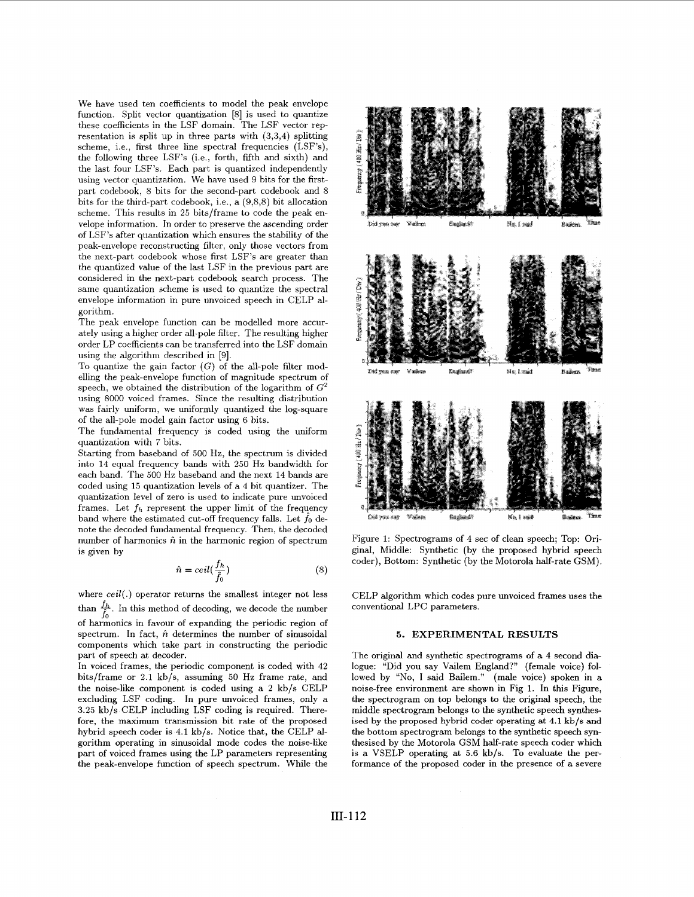We have used ten coefficients to model the peak envelope function. Split vector quantization [8] is used to quantize these coefficients in the LSF domain. The LSF vector representation is split up in three parts with (3,3,4) splitting scheme, i.e., first three line spectral frequencies (LSF's), the following three LSF's (i.e., forth, fifth and sixth) and the last four LSF's. Each part is quantized independently using vector quantization. We have used 9 bits for the first-part codebook, 8 bits for the second-part codebook and 8 bits for the third-part codebook, i.e., a (9,8,8) bit allocation scheme. This results in 25 bits/frame to code the peak envelope information. In order to preserve the ascending order of LSF's after quantization which ensures the stability of the peak-envelope reconstructing filter, only those vectors from the next-part codebook whose first LSF's are greater than the quantized value of the last LSF in the previous part are considered in the next-part codebook search process. The same quantization scheme is used to quantize the spectral envelope information in pure unvoiced speech in CELP algorithm.

The peak envelope function can be modelled more accurately using a higher order all-pole filter. The resulting higher order LP coefficients can be transferred into the LSF domain using the algorithm described in [9].

To quantize the gain factor ($G$) of the all-pole filter modelling the peak-envelope function of magnitude spectrum of speech, we obtained the distribution of the logarithm of $G^2$ using 8000 voiced frames. Since the resulting distribution was fairly uniform, we uniformly quantized the log-square of the all-pole model gain factor using 6 bits.

The fundamental frequency is coded using the uniform quantization with 7 bits.

Starting from baseband of 500 Hz, the spectrum is divided into 14 equal frequency bands with 250 Hz bandwidth for each band. The 500 Hz baseband and the next 14 bands are coded using 15 quantization levels of a 4 bit quantizer. The quantization level of zero is used to indicate pure unvoiced frames. Let $f_h$ represent the upper limit of the frequency band where the estimated cut-off frequency falls. Let $\hat{f}_0$ denote the decoded fundamental frequency. Then, the decoded number of harmonics $\hat{n}$ in the harmonic region of spectrum is given by

$$\hat{n} = ceil(\frac{f_h}{\hat{f}_0}) \tag{8}$$

where $ceil(.)$ operator returns the smallest integer not less than $\frac{f_h}{\hat{f}_0}$. In this method of decoding, we decode the number of harmonics in favour of expanding the periodic region of spectrum. In fact, $\hat{n}$ determines the number of sinusoidal components which take part in constructing the periodic part of speech at decoder.

In voiced frames, the periodic component is coded with 42 bits/frame or 2.1 kb/s, assuming 50 Hz frame rate, and the noise-like component is coded using a 2 kb/s CELP excluding LSF coding. In pure unvoiced frames, only a 3.25 kb/s CELP including LSF coding is required. Therefore, the maximum transmission bit rate of the proposed hybrid speech coder is 4.1 kb/s. Notice that, the CELP algorithm operating in sinusoidal mode codes the noise-like part of voiced frames using the LP parameters representing the peak-envelope function of speech spectrum. While the CELP algorithm which codes pure unvoiced frames uses the conventional LPC parameters.

Figure 1: Spectrograms of 4 sec of clean speech; Top: Original, Middle: Synthetic (by the proposed hybrid speech coder), Bottom: Synthetic (by the Motorola half-rate GSM).

## 5. EXPERIMENTAL RESULTS

The original and synthetic spectrograms of a 4 second dialogue: "Did you say Vailem England?" (female voice) followed by "No, I said Bailem." (male voice) spoken in a noise-free environment are shown in Fig 1. In this Figure, the spectrogram on top belongs to the original speech, the middle spectrogram belongs to the synthetic speech synthesised by the proposed hybrid coder operating at 4.1 kb/s and the bottom spectrogram belongs to the synthetic speech synthesised by the Motorola GSM half-rate speech coder which is a VSELP operating at 5.6 kb/s. To evaluate the performance of the proposed coder in the presence of a severe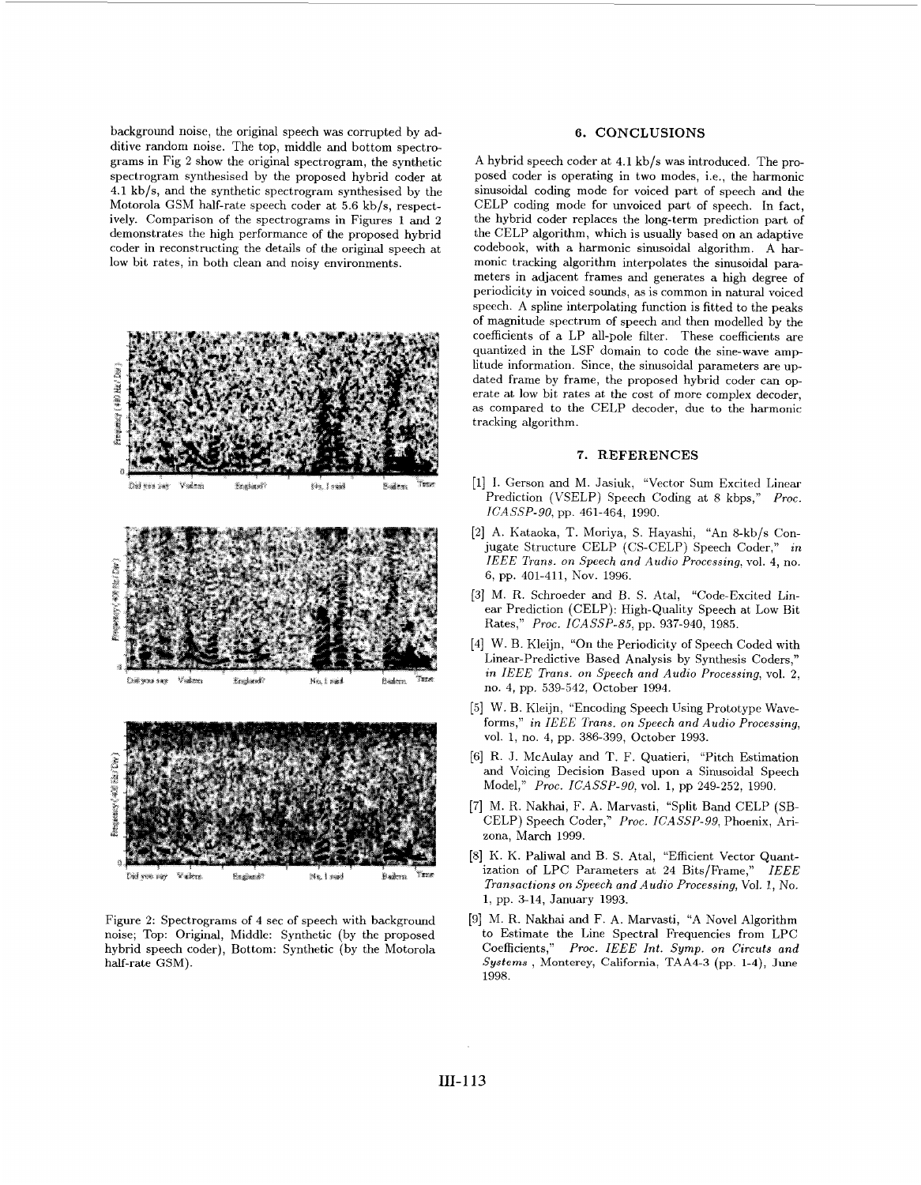background noise, the original speech was corrupted by additive random noise. The top, middle and bottom spectrograms in Fig 2 show the original spectrogram, the synthetic spectrogram synthesised by the proposed hybrid coder at 4.1 kb/s, and the synthetic spectrogram synthesised by the Motorola GSM half-rate speech coder at 5.6 kb/s, respectively. Comparison of the spectrograms in Figures 1 and 2 demonstrates the high performance of the proposed hybrid coder in reconstructing the details of the original speech at low bit rates, in both clean and noisy environments.

Figure 2: Spectrograms of 4 sec of speech with background noise; Top: Original, Middle: Synthetic (by the proposed hybrid speech coder), Bottom: Synthetic (by the Motorola half-rate GSM).

## 6. CONCLUSIONS

A hybrid speech coder at 4.1 kb/s was introduced. The proposed coder is operating in two modes, i.e., the harmonic sinusoidal coding mode for voiced part of speech and the CELP coding mode for unvoiced part of speech. In fact, the hybrid coder replaces the long-term prediction part of the CELP algorithm, which is usually based on an adaptive codebook, with a harmonic sinusoidal algorithm. A harmonic tracking algorithm interpolates the sinusoidal parameters in adjacent frames and generates a high degree of periodicity in voiced sounds, as is common in natural voiced speech. A spline interpolating function is fitted to the peaks of magnitude spectrum of speech and then modelled by the coefficients of a LP all-pole filter. These coefficients are quantized in the LSF domain to code the sine-wave amplitude information. Since, the sinusoidal parameters are updated frame by frame, the proposed hybrid coder can operate at low bit rates at the cost of more complex decoder, as compared to the CELP decoder, due to the harmonic tracking algorithm.

## 7. REFERENCES

[1] I. Gerson and M. Jasiuk, "Vector Sum Excited Linear Prediction (VSELP) Speech Coding at 8 kbps," *Proc. ICASSP-90*, pp. 461-464, 1990.

[2] A. Kataoka, T. Moriya, S. Hayashi, "An 8-kb/s Conjugate Structure CELP (CS-CELP) Speech Coder," *in IEEE Trans. on Speech and Audio Processing*, vol. 4, no. 6, pp. 401-411, Nov. 1996.

[3] M. R. Schroeder and B. S. Atal, "Code-Excited Linear Prediction (CELP): High-Quality Speech at Low Bit Rates," *Proc. ICASSP-85*, pp. 937-940, 1985.

[4] W. B. Kleijn, "On the Periodicity of Speech Coded with Linear-Predictive Based Analysis by Synthesis Coders," *in IEEE Trans. on Speech and Audio Processing*, vol. 2, no. 4, pp. 539-542, October 1994.

[5] W. B. Kleijn, "Encoding Speech Using Prototype Waveforms," *in IEEE Trans. on Speech and Audio Processing*, vol. 1, no. 4, pp. 386-399, October 1993.

[6] R. J. McAulay and T. F. Quatieri, "Pitch Estimation and Voicing Decision Based upon a Sinusoidal Speech Model," *Proc. ICASSP-90*, vol. 1, pp 249-252, 1990.

[7] M. R. Nakhai, F. A. Marvasti, "Split Band CELP (SB-CELP) Speech Coder," *Proc. ICASSP-99*, Phoenix, Arizona, March 1999.

[8] K. K. Paliwal and B. S. Atal, "Efficient Vector Quantization of LPC Parameters at 24 Bits/Frame," *IEEE Transactions on Speech and Audio Processing*, Vol. 1, No. 1, pp. 3-14, January 1993.

[9] M. R. Nakhai and F. A. Marvasti, "A Novel Algorithm to Estimate the Line Spectral Frequencies from LPC Coefficients," *Proc. IEEE Int. Symp. on Circuits and Systems*, Monterey, California, TAA4-3 (pp. 1-4), June 1998.